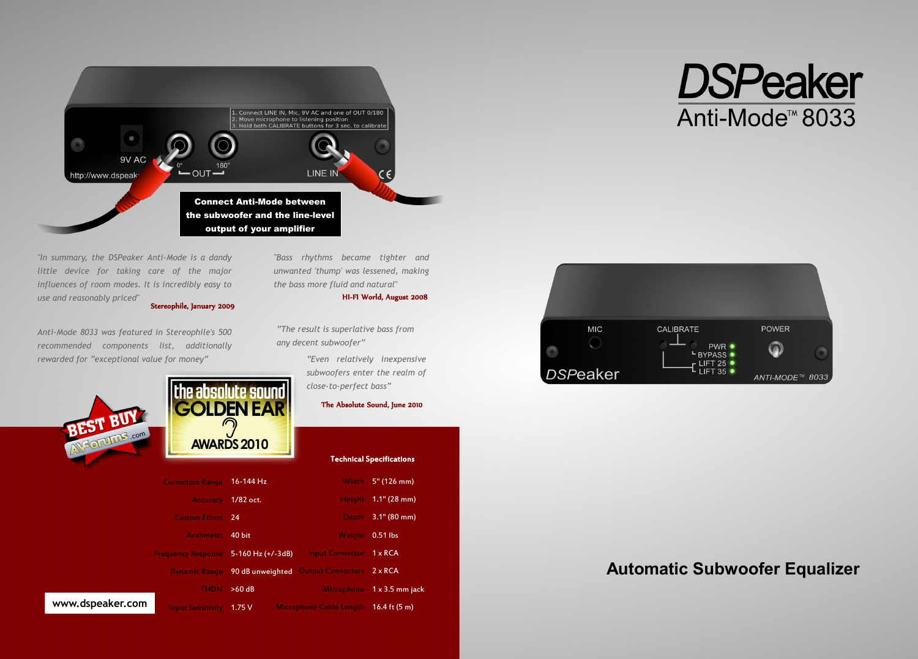# DSPeaker

## Anti-Mode™ 8033

**Connect Anti-Mode between the subwoofer and the line-level output of your amplifier**

*"In summary, the DSPeaker Anti-Mode is a dandy little device for taking care of the major influences of room modes. It is incredibly easy to use and reasonably priced"*

**Stereophile, January 2009**

*Anti-Mode 8033 was featured in Stereophile's 500 recommended components list, additionally rewarded for "exceptional value for money"*

*"Bass rhythms became tighter and unwanted 'thump' was lessened, making the bass more fluid and natural"*

**HI-FI World, August 2008**

*"The result is superlative bass from any decent subwoofer"*

*"Even relatively inexpensive subwoofers enter the realm of close-to-perfect bass"*

**The Absolute Sound, June 2010**

BEST BUY AVForums.com

the absolute sound GOLDEN EAR AWARDS 2010

### Technical Specifications

| | | | |
|---|---|---|---|
| Correction Range | 16-144 Hz | Width | 5" (126 mm) |
| Accuracy | 1/82 oct. | Height | 1.1" (28 mm) |
| Custom Filters | 24 | Depth | 3.1" (80 mm) |
| Arithmetic | 40 bit | Weight | 0.51 lbs |
| Frequency Response | 5-160 Hz (+/-3dB) | Input Connector | 1 x RCA |
| Dynamic Range | 90 dB unweighted | Output Connectors | 2 x RCA |
| THDN | >60 dB | Microphone | 1 x 3.5 mm jack |
| Input Sensitivity | 1.75 V | Microphone Cable Length | 16.4 ft (5 m) |

www.dspeaker.com

## Automatic Subwoofer Equalizer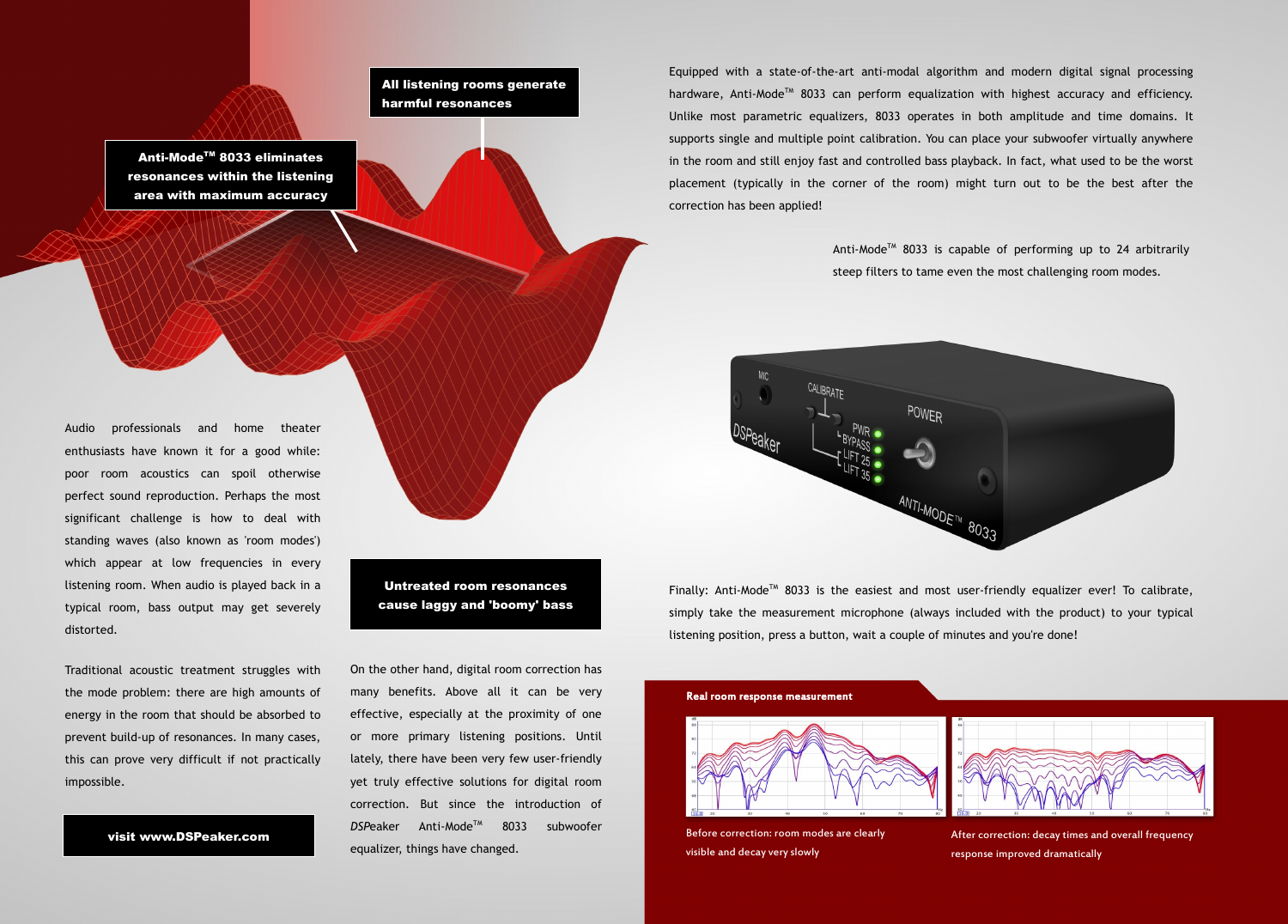**All listening rooms generate harmful resonances**

**Anti-Mode™ 8033 eliminates resonances within the listening area with maximum accuracy**

Audio professionals and home theater enthusiasts have known it for a good while: poor room acoustics can spoil otherwise perfect sound reproduction. Perhaps the most significant challenge is how to deal with standing waves (also known as 'room modes') which appear at low frequencies in every listening room. When audio is played back in a typical room, bass output may get severely distorted.

Traditional acoustic treatment struggles with the mode problem: there are high amounts of energy in the room that should be absorbed to prevent build-up of resonances. In many cases, this can prove very difficult if not practically impossible.

**visit www.DSPeaker.com**

**Untreated room resonances cause laggy and 'boomy' bass**

On the other hand, digital room correction has many benefits. Above all it can be very effective, especially at the proximity of one or more primary listening positions. Until lately, there have been very few user-friendly yet truly effective solutions for digital room correction. But since the introduction of *DS*Peaker Anti-Mode™ 8033 subwoofer equalizer, things have changed.

Equipped with a state-of-the-art anti-modal algorithm and modern digital signal processing hardware, Anti-Mode™ 8033 can perform equalization with highest accuracy and efficiency. Unlike most parametric equalizers, 8033 operates in both amplitude and time domains. It supports single and multiple point calibration. You can place your subwoofer virtually anywhere in the room and still enjoy fast and controlled bass playback. In fact, what used to be the worst placement (typically in the corner of the room) might turn out to be the best after the correction has been applied!

Anti-Mode™ 8033 is capable of performing up to 24 arbitrarily steep filters to tame even the most challenging room modes.

Finally: Anti-Mode™ 8033 is the easiest and most user-friendly equalizer ever! To calibrate, simply take the measurement microphone (always included with the product) to your typical listening position, press a button, wait a couple of minutes and you're done!

**Real room response measurement**

Before correction: room modes are clearly visible and decay very slowly

After correction: decay times and overall frequency response improved dramatically